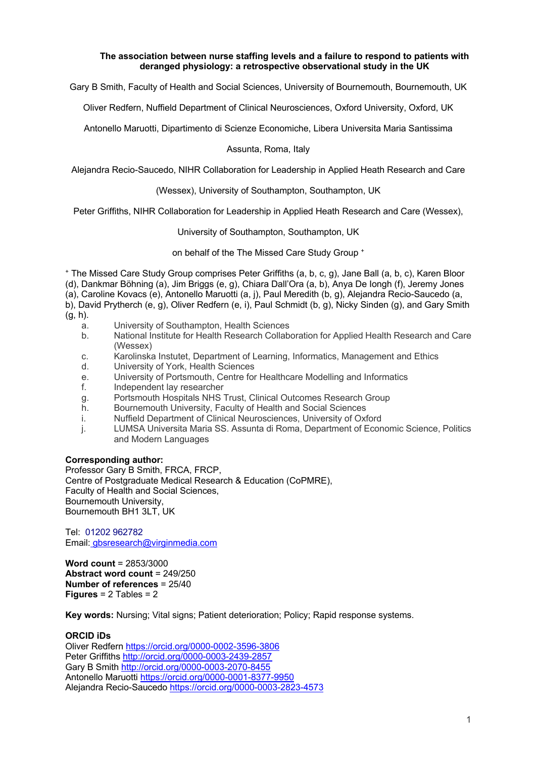**The association between nurse staffing levels and a failure to respond to patients with deranged physiology: a retrospective observational study in the UK**

Gary B Smith, Faculty of Health and Social Sciences, University of Bournemouth, Bournemouth, UK

Oliver Redfern, Nuffield Department of Clinical Neurosciences, Oxford University, Oxford, UK

Antonello Maruotti, Dipartimento di Scienze Economiche, Libera Universita Maria Santissima Assunta, Roma, Italy

Alejandra Recio-Saucedo, NIHR Collaboration for Leadership in Applied Heath Research and Care (Wessex), University of Southampton, Southampton, UK

Peter Griffiths, NIHR Collaboration for Leadership in Applied Heath Research and Care (Wessex), University of Southampton, Southampton, UK

on behalf of the The Missed Care Study Group [+]

[+] The Missed Care Study Group comprises Peter Griffiths (a, b, c, g), Jane Ball (a, b, c), Karen Bloor (d), Dankmar Böhning (a), Jim Briggs (e, g), Chiara Dall'Ora (a, b), Anya De Iongh (f), Jeremy Jones (a), Caroline Kovacs (e), Antonello Maruotti (a, j), Paul Meredith (b, g), Alejandra Recio-Saucedo (a, b), David Prytherch (e, g), Oliver Redfern (e, i), Paul Schmidt (b, g), Nicky Sinden (g), and Gary Smith (g, h).

a. University of Southampton, Health Sciences
b. National Institute for Health Research Collaboration for Applied Health Research and Care (Wessex)
c. Karolinska Instutet, Department of Learning, Informatics, Management and Ethics
d. University of York, Health Sciences
e. University of Portsmouth, Centre for Healthcare Modelling and Informatics
f. Independent lay researcher
g. Portsmouth Hospitals NHS Trust, Clinical Outcomes Research Group
h. Bournemouth University, Faculty of Health and Social Sciences
i. Nuffield Department of Clinical Neurosciences, University of Oxford
j. LUMSA Universita Maria SS. Assunta di Roma, Department of Economic Science, Politics and Modern Languages

**Corresponding author:**
Professor Gary B Smith, FRCA, FRCP,
Centre of Postgraduate Medical Research & Education (CoPMRE),
Faculty of Health and Social Sciences,
Bournemouth University,
Bournemouth BH1 3LT, UK

Tel: 01202 962782
Email: gbsresearch@virginmedia.com

**Word count** = 2853/3000
**Abstract word count** = 249/250
**Number of references** = 25/40
**Figures** = 2 Tables = 2

**Key words:** Nursing; Vital signs; Patient deterioration; Policy; Rapid response systems.

**ORCID iDs**
Oliver Redfern https://orcid.org/0000-0002-3596-3806
Peter Griffiths http://orcid.org/0000-0003-2439-2857
Gary B Smith http://orcid.org/0000-0003-2070-8455
Antonello Maruotti https://orcid.org/0000-0001-8377-9950
Alejandra Recio-Saucedo https://orcid.org/0000-0003-2823-4573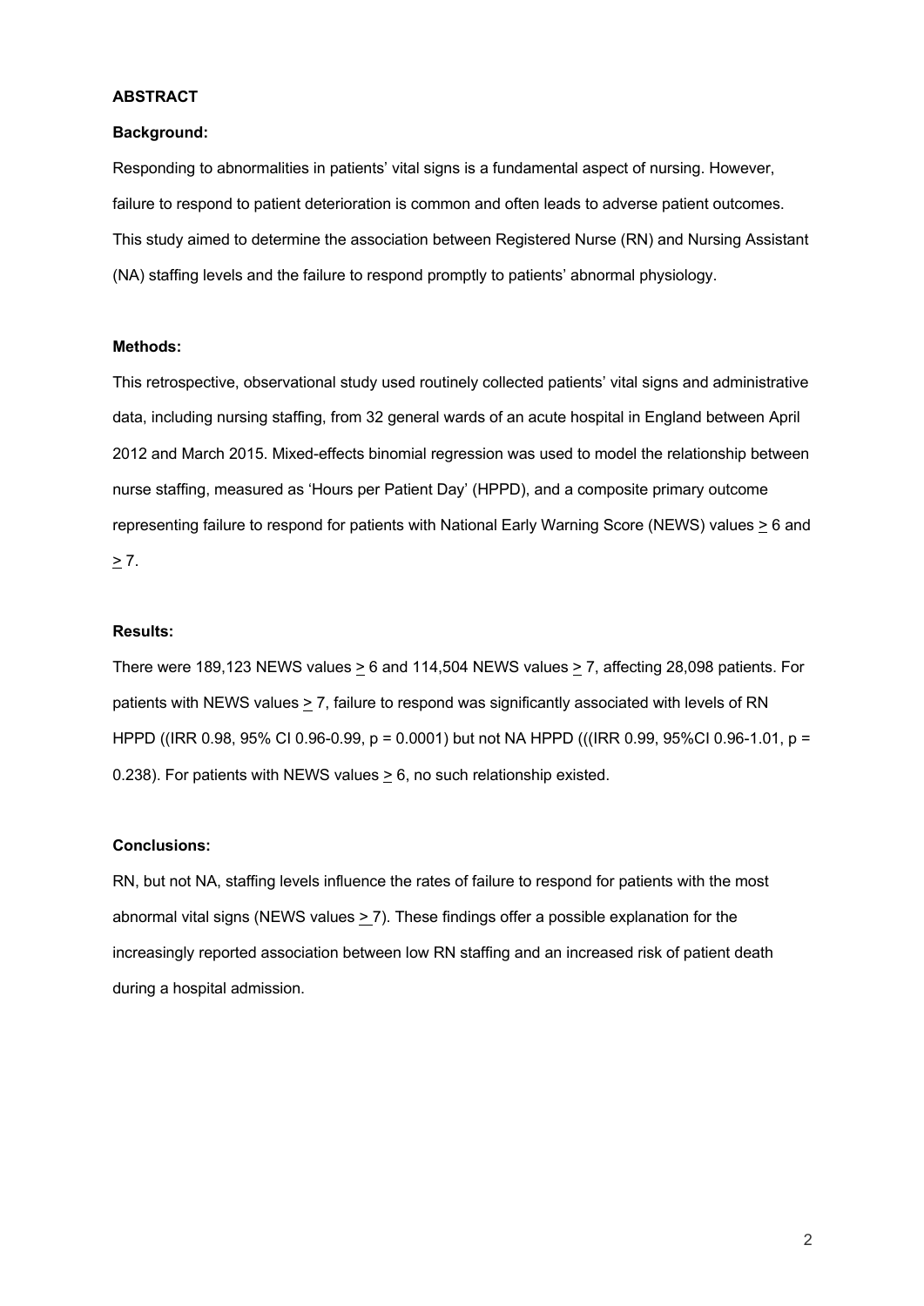## ABSTRACT

### Background:

Responding to abnormalities in patients' vital signs is a fundamental aspect of nursing. However, failure to respond to patient deterioration is common and often leads to adverse patient outcomes. This study aimed to determine the association between Registered Nurse (RN) and Nursing Assistant (NA) staffing levels and the failure to respond promptly to patients' abnormal physiology.

### Methods:

This retrospective, observational study used routinely collected patients' vital signs and administrative data, including nursing staffing, from 32 general wards of an acute hospital in England between April 2012 and March 2015. Mixed-effects binomial regression was used to model the relationship between nurse staffing, measured as 'Hours per Patient Day' (HPPD), and a composite primary outcome representing failure to respond for patients with National Early Warning Score (NEWS) values $\geq$ 6 and $\geq$ 7.

### Results:

There were 189,123 NEWS values $\geq$ 6 and 114,504 NEWS values $\geq$ 7, affecting 28,098 patients. For patients with NEWS values $\geq$ 7, failure to respond was significantly associated with levels of RN HPPD ((IRR 0.98, 95% CI 0.96-0.99, $p = 0.0001$) but not NA HPPD (((IRR 0.99, 95%CI 0.96-1.01, $p = 0.238$). For patients with NEWS values $\geq$ 6, no such relationship existed.

### Conclusions:

RN, but not NA, staffing levels influence the rates of failure to respond for patients with the most abnormal vital signs (NEWS values $\geq$ 7). These findings offer a possible explanation for the increasingly reported association between low RN staffing and an increased risk of patient death during a hospital admission.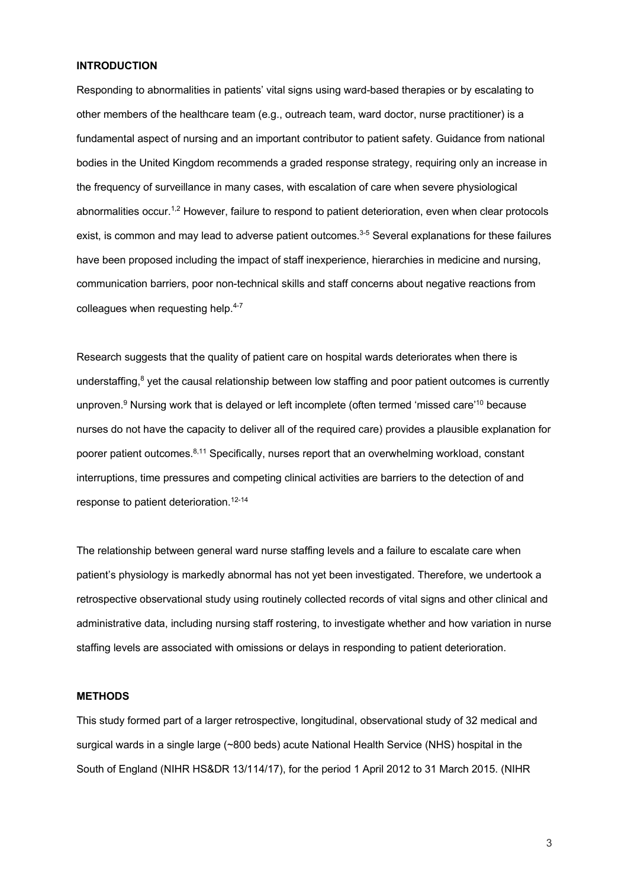## INTRODUCTION

Responding to abnormalities in patients' vital signs using ward-based therapies or by escalating to other members of the healthcare team (e.g., outreach team, ward doctor, nurse practitioner) is a fundamental aspect of nursing and an important contributor to patient safety. Guidance from national bodies in the United Kingdom recommends a graded response strategy, requiring only an increase in the frequency of surveillance in many cases, with escalation of care when severe physiological abnormalities occur.[1,2] However, failure to respond to patient deterioration, even when clear protocols exist, is common and may lead to adverse patient outcomes.[3-5] Several explanations for these failures have been proposed including the impact of staff inexperience, hierarchies in medicine and nursing, communication barriers, poor non-technical skills and staff concerns about negative reactions from colleagues when requesting help.[4-7]

Research suggests that the quality of patient care on hospital wards deteriorates when there is understaffing,[8] yet the causal relationship between low staffing and poor patient outcomes is currently unproven.[9] Nursing work that is delayed or left incomplete (often termed 'missed care'[10] because nurses do not have the capacity to deliver all of the required care) provides a plausible explanation for poorer patient outcomes.[8,11] Specifically, nurses report that an overwhelming workload, constant interruptions, time pressures and competing clinical activities are barriers to the detection of and response to patient deterioration.[12-14]

The relationship between general ward nurse staffing levels and a failure to escalate care when patient's physiology is markedly abnormal has not yet been investigated. Therefore, we undertook a retrospective observational study using routinely collected records of vital signs and other clinical and administrative data, including nursing staff rostering, to investigate whether and how variation in nurse staffing levels are associated with omissions or delays in responding to patient deterioration.

## METHODS

This study formed part of a larger retrospective, longitudinal, observational study of 32 medical and surgical wards in a single large (~800 beds) acute National Health Service (NHS) hospital in the South of England (NIHR HS&DR 13/114/17), for the period 1 April 2012 to 31 March 2015. (NIHR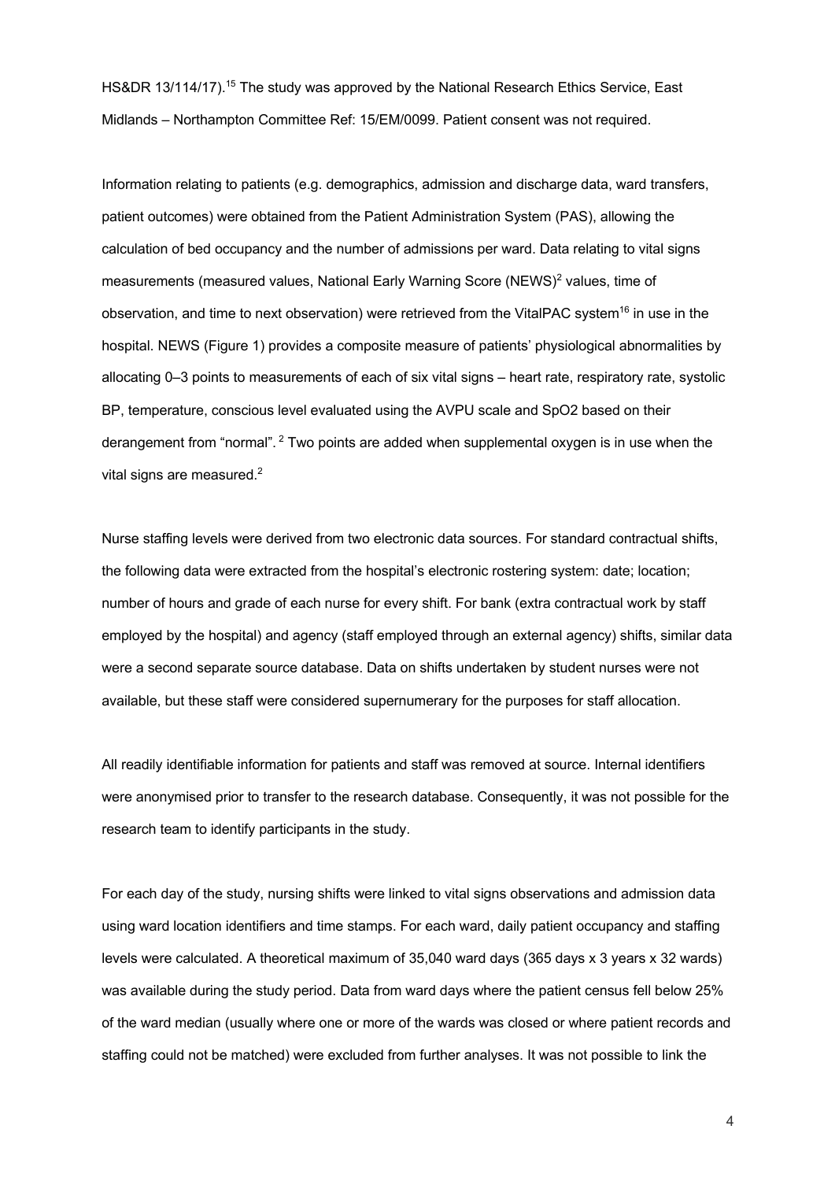HS&DR 13/114/17).[15] The study was approved by the National Research Ethics Service, East Midlands – Northampton Committee Ref: 15/EM/0099. Patient consent was not required.

Information relating to patients (e.g. demographics, admission and discharge data, ward transfers, patient outcomes) were obtained from the Patient Administration System (PAS), allowing the calculation of bed occupancy and the number of admissions per ward. Data relating to vital signs measurements (measured values, National Early Warning Score (NEWS)[2] values, time of observation, and time to next observation) were retrieved from the VitalPAC system[16] in use in the hospital. NEWS (Figure 1) provides a composite measure of patients' physiological abnormalities by allocating 0–3 points to measurements of each of six vital signs – heart rate, respiratory rate, systolic BP, temperature, conscious level evaluated using the AVPU scale and SpO2 based on their derangement from "normal". [2] Two points are added when supplemental oxygen is in use when the vital signs are measured.[2]

Nurse staffing levels were derived from two electronic data sources. For standard contractual shifts, the following data were extracted from the hospital's electronic rostering system: date; location; number of hours and grade of each nurse for every shift. For bank (extra contractual work by staff employed by the hospital) and agency (staff employed through an external agency) shifts, similar data were a second separate source database. Data on shifts undertaken by student nurses were not available, but these staff were considered supernumerary for the purposes for staff allocation.

All readily identifiable information for patients and staff was removed at source. Internal identifiers were anonymised prior to transfer to the research database. Consequently, it was not possible for the research team to identify participants in the study.

For each day of the study, nursing shifts were linked to vital signs observations and admission data using ward location identifiers and time stamps. For each ward, daily patient occupancy and staffing levels were calculated. A theoretical maximum of 35,040 ward days (365 days x 3 years x 32 wards) was available during the study period. Data from ward days where the patient census fell below 25% of the ward median (usually where one or more of the wards was closed or where patient records and staffing could not be matched) were excluded from further analyses. It was not possible to link the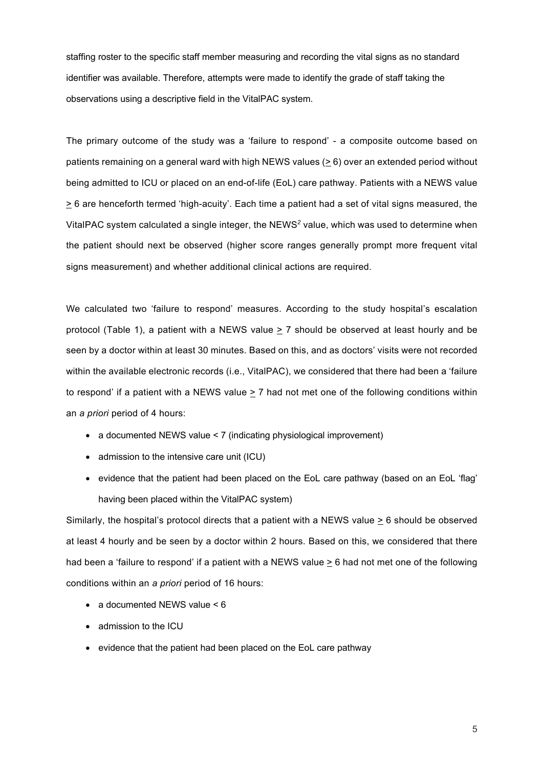staffing roster to the specific staff member measuring and recording the vital signs as no standard identifier was available. Therefore, attempts were made to identify the grade of staff taking the observations using a descriptive field in the VitalPAC system.

The primary outcome of the study was a 'failure to respond' - a composite outcome based on patients remaining on a general ward with high NEWS values ($\geq$ 6) over an extended period without being admitted to ICU or placed on an end-of-life (EoL) care pathway. Patients with a NEWS value $\geq$ 6 are henceforth termed 'high-acuity'. Each time a patient had a set of vital signs measured, the VitalPAC system calculated a single integer, the NEWS[2] value, which was used to determine when the patient should next be observed (higher score ranges generally prompt more frequent vital signs measurement) and whether additional clinical actions are required.

We calculated two 'failure to respond' measures. According to the study hospital's escalation protocol (Table 1), a patient with a NEWS value $\geq$ 7 should be observed at least hourly and be seen by a doctor within at least 30 minutes. Based on this, and as doctors' visits were not recorded within the available electronic records (i.e., VitalPAC), we considered that there had been a 'failure to respond' if a patient with a NEWS value $\geq$ 7 had not met one of the following conditions within an *a priori* period of 4 hours:

- a documented NEWS value < 7 (indicating physiological improvement)
- admission to the intensive care unit (ICU)
- evidence that the patient had been placed on the EoL care pathway (based on an EoL 'flag' having been placed within the VitalPAC system)

Similarly, the hospital's protocol directs that a patient with a NEWS value $\geq$ 6 should be observed at least 4 hourly and be seen by a doctor within 2 hours. Based on this, we considered that there had been a 'failure to respond' if a patient with a NEWS value $\geq$ 6 had not met one of the following conditions within an *a priori* period of 16 hours:

- a documented NEWS value < 6
- admission to the ICU
- evidence that the patient had been placed on the EoL care pathway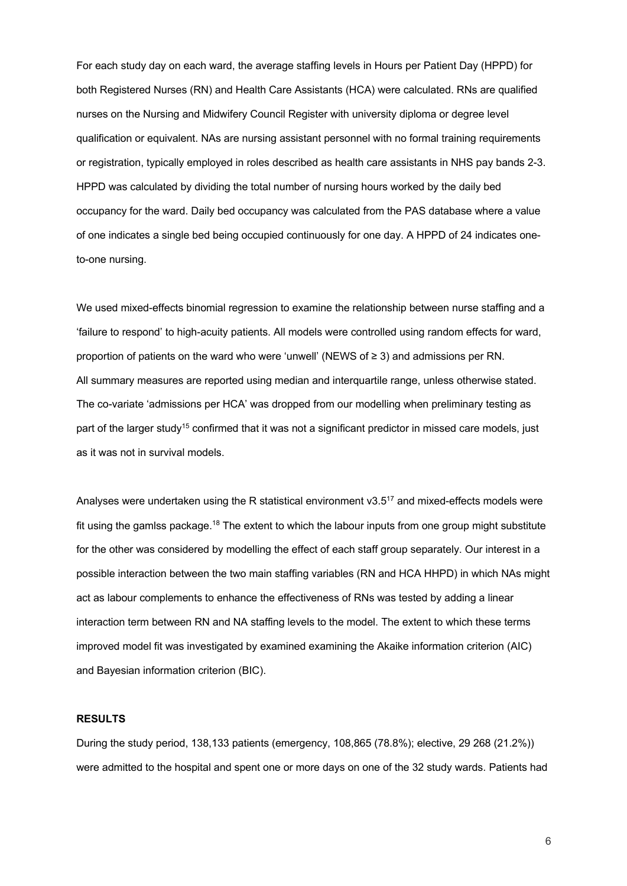For each study day on each ward, the average staffing levels in Hours per Patient Day (HPPD) for both Registered Nurses (RN) and Health Care Assistants (HCA) were calculated. RNs are qualified nurses on the Nursing and Midwifery Council Register with university diploma or degree level qualification or equivalent. NAs are nursing assistant personnel with no formal training requirements or registration, typically employed in roles described as health care assistants in NHS pay bands 2-3. HPPD was calculated by dividing the total number of nursing hours worked by the daily bed occupancy for the ward. Daily bed occupancy was calculated from the PAS database where a value of one indicates a single bed being occupied continuously for one day. A HPPD of 24 indicates one-to-one nursing.

We used mixed-effects binomial regression to examine the relationship between nurse staffing and a 'failure to respond' to high-acuity patients. All models were controlled using random effects for ward, proportion of patients on the ward who were 'unwell' (NEWS of ≥ 3) and admissions per RN. All summary measures are reported using median and interquartile range, unless otherwise stated. The co-variate 'admissions per HCA' was dropped from our modelling when preliminary testing as part of the larger study[15] confirmed that it was not a significant predictor in missed care models, just as it was not in survival models.

Analyses were undertaken using the R statistical environment v3.5[17] and mixed-effects models were fit using the gamlss package.[18] The extent to which the labour inputs from one group might substitute for the other was considered by modelling the effect of each staff group separately. Our interest in a possible interaction between the two main staffing variables (RN and HCA HHPD) in which NAs might act as labour complements to enhance the effectiveness of RNs was tested by adding a linear interaction term between RN and NA staffing levels to the model. The extent to which these terms improved model fit was investigated by examined examining the Akaike information criterion (AIC) and Bayesian information criterion (BIC).

## RESULTS

During the study period, 138,133 patients (emergency, 108,865 (78.8%); elective, 29 268 (21.2%)) were admitted to the hospital and spent one or more days on one of the 32 study wards. Patients had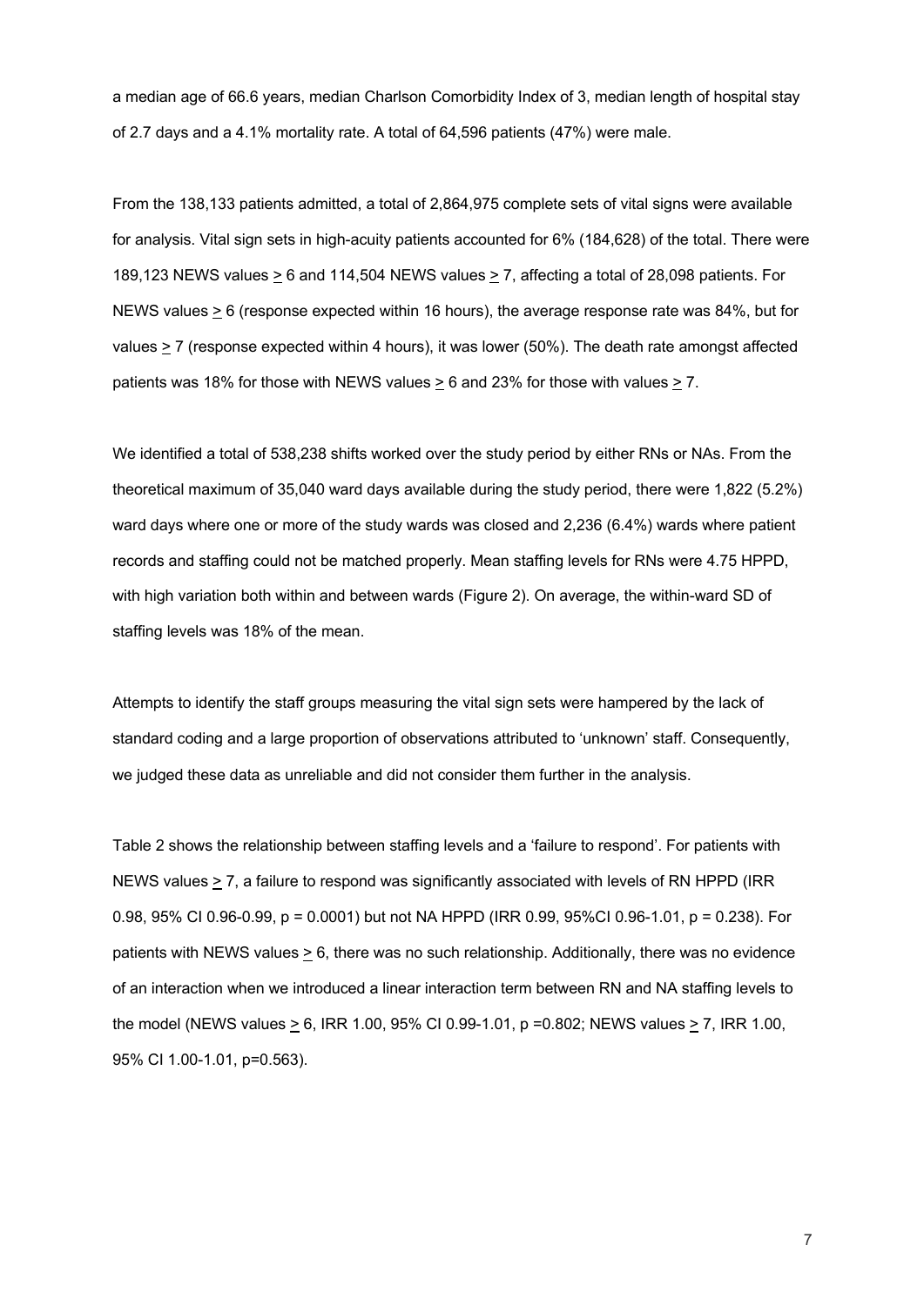a median age of 66.6 years, median Charlson Comorbidity Index of 3, median length of hospital stay of 2.7 days and a 4.1% mortality rate. A total of 64,596 patients (47%) were male.

From the 138,133 patients admitted, a total of 2,864,975 complete sets of vital signs were available for analysis. Vital sign sets in high-acuity patients accounted for 6% (184,628) of the total. There were 189,123 NEWS values $\geq$ 6 and 114,504 NEWS values $\geq$ 7, affecting a total of 28,098 patients. For NEWS values $\geq$ 6 (response expected within 16 hours), the average response rate was 84%, but for values $\geq$ 7 (response expected within 4 hours), it was lower (50%). The death rate amongst affected patients was 18% for those with NEWS values $\geq$ 6 and 23% for those with values $\geq$ 7.

We identified a total of 538,238 shifts worked over the study period by either RNs or NAs. From the theoretical maximum of 35,040 ward days available during the study period, there were 1,822 (5.2%) ward days where one or more of the study wards was closed and 2,236 (6.4%) wards where patient records and staffing could not be matched properly. Mean staffing levels for RNs were 4.75 HPPD, with high variation both within and between wards (Figure 2). On average, the within-ward SD of staffing levels was 18% of the mean.

Attempts to identify the staff groups measuring the vital sign sets were hampered by the lack of standard coding and a large proportion of observations attributed to 'unknown' staff. Consequently, we judged these data as unreliable and did not consider them further in the analysis.

Table 2 shows the relationship between staffing levels and a 'failure to respond'. For patients with NEWS values $\geq$ 7, a failure to respond was significantly associated with levels of RN HPPD (IRR 0.98, 95% CI 0.96-0.99, $p = 0.0001$) but not NA HPPD (IRR 0.99, 95%CI 0.96-1.01, $p = 0.238$). For patients with NEWS values $\geq$ 6, there was no such relationship. Additionally, there was no evidence of an interaction when we introduced a linear interaction term between RN and NA staffing levels to the model (NEWS values $\geq$ 6, IRR 1.00, 95% CI 0.99-1.01, $p = 0.802$; NEWS values $\geq$ 7, IRR 1.00, 95% CI 1.00-1.01, $p = 0.563$).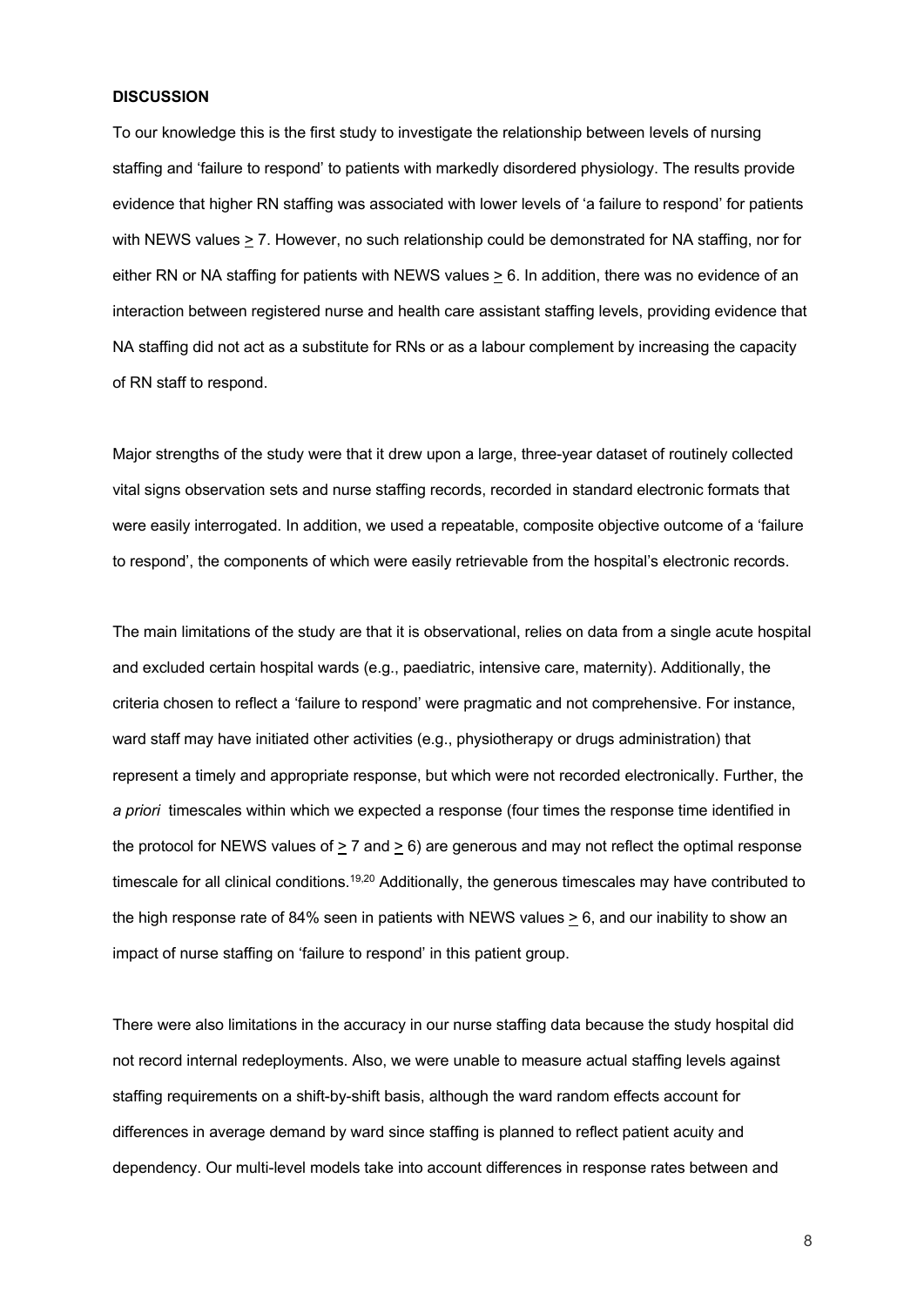## DISCUSSION

To our knowledge this is the first study to investigate the relationship between levels of nursing staffing and 'failure to respond' to patients with markedly disordered physiology. The results provide evidence that higher RN staffing was associated with lower levels of 'a failure to respond' for patients with NEWS values $\geq$ 7. However, no such relationship could be demonstrated for NA staffing, nor for either RN or NA staffing for patients with NEWS values $\geq$ 6. In addition, there was no evidence of an interaction between registered nurse and health care assistant staffing levels, providing evidence that NA staffing did not act as a substitute for RNs or as a labour complement by increasing the capacity of RN staff to respond.

Major strengths of the study were that it drew upon a large, three-year dataset of routinely collected vital signs observation sets and nurse staffing records, recorded in standard electronic formats that were easily interrogated. In addition, we used a repeatable, composite objective outcome of a 'failure to respond', the components of which were easily retrievable from the hospital's electronic records.

The main limitations of the study are that it is observational, relies on data from a single acute hospital and excluded certain hospital wards (e.g., paediatric, intensive care, maternity). Additionally, the criteria chosen to reflect a 'failure to respond' were pragmatic and not comprehensive. For instance, ward staff may have initiated other activities (e.g., physiotherapy or drugs administration) that represent a timely and appropriate response, but which were not recorded electronically. Further, the *a priori* timescales within which we expected a response (four times the response time identified in the protocol for NEWS values of $\geq$ 7 and $\geq$ 6) are generous and may not reflect the optimal response timescale for all clinical conditions.[19,20] Additionally, the generous timescales may have contributed to the high response rate of 84% seen in patients with NEWS values $\geq$ 6, and our inability to show an impact of nurse staffing on 'failure to respond' in this patient group.

There were also limitations in the accuracy in our nurse staffing data because the study hospital did not record internal redeployments. Also, we were unable to measure actual staffing levels against staffing requirements on a shift-by-shift basis, although the ward random effects account for differences in average demand by ward since staffing is planned to reflect patient acuity and dependency. Our multi-level models take into account differences in response rates between and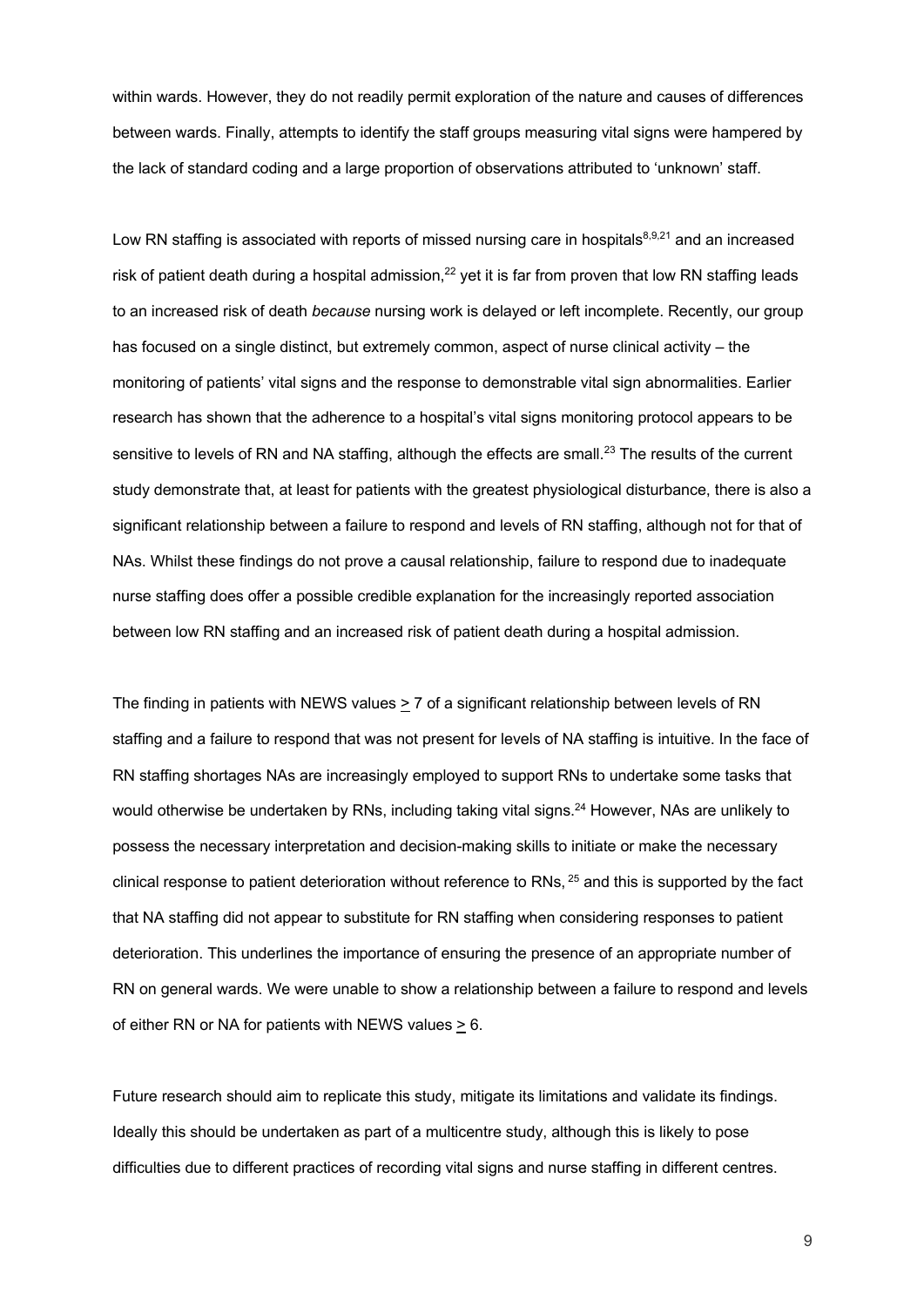within wards. However, they do not readily permit exploration of the nature and causes of differences between wards. Finally, attempts to identify the staff groups measuring vital signs were hampered by the lack of standard coding and a large proportion of observations attributed to 'unknown' staff.

Low RN staffing is associated with reports of missed nursing care in hospitals[8,9,21] and an increased risk of patient death during a hospital admission,[22] yet it is far from proven that low RN staffing leads to an increased risk of death *because* nursing work is delayed or left incomplete. Recently, our group has focused on a single distinct, but extremely common, aspect of nurse clinical activity – the monitoring of patients' vital signs and the response to demonstrable vital sign abnormalities. Earlier research has shown that the adherence to a hospital's vital signs monitoring protocol appears to be sensitive to levels of RN and NA staffing, although the effects are small.[23] The results of the current study demonstrate that, at least for patients with the greatest physiological disturbance, there is also a significant relationship between a failure to respond and levels of RN staffing, although not for that of NAs. Whilst these findings do not prove a causal relationship, failure to respond due to inadequate nurse staffing does offer a possible credible explanation for the increasingly reported association between low RN staffing and an increased risk of patient death during a hospital admission.

The finding in patients with NEWS values $\geq$ 7 of a significant relationship between levels of RN staffing and a failure to respond that was not present for levels of NA staffing is intuitive. In the face of RN staffing shortages NAs are increasingly employed to support RNs to undertake some tasks that would otherwise be undertaken by RNs, including taking vital signs.[24] However, NAs are unlikely to possess the necessary interpretation and decision-making skills to initiate or make the necessary clinical response to patient deterioration without reference to RNs, [25] and this is supported by the fact that NA staffing did not appear to substitute for RN staffing when considering responses to patient deterioration. This underlines the importance of ensuring the presence of an appropriate number of RN on general wards. We were unable to show a relationship between a failure to respond and levels of either RN or NA for patients with NEWS values $\geq$ 6.

Future research should aim to replicate this study, mitigate its limitations and validate its findings. Ideally this should be undertaken as part of a multicentre study, although this is likely to pose difficulties due to different practices of recording vital signs and nurse staffing in different centres.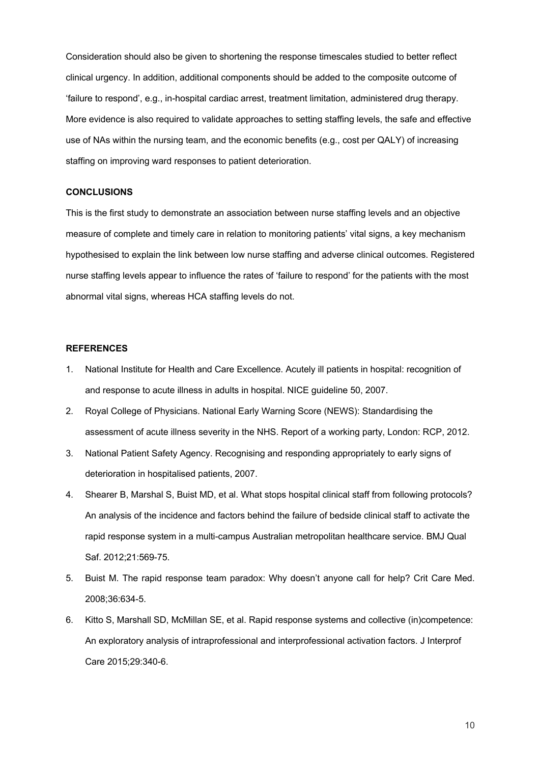Consideration should also be given to shortening the response timescales studied to better reflect clinical urgency. In addition, additional components should be added to the composite outcome of 'failure to respond', e.g., in-hospital cardiac arrest, treatment limitation, administered drug therapy. More evidence is also required to validate approaches to setting staffing levels, the safe and effective use of NAs within the nursing team, and the economic benefits (e.g., cost per QALY) of increasing staffing on improving ward responses to patient deterioration.

## CONCLUSIONS

This is the first study to demonstrate an association between nurse staffing levels and an objective measure of complete and timely care in relation to monitoring patients' vital signs, a key mechanism hypothesised to explain the link between low nurse staffing and adverse clinical outcomes. Registered nurse staffing levels appear to influence the rates of 'failure to respond' for the patients with the most abnormal vital signs, whereas HCA staffing levels do not.

## REFERENCES

1. National Institute for Health and Care Excellence. Acutely ill patients in hospital: recognition of and response to acute illness in adults in hospital. NICE guideline 50, 2007.
2. Royal College of Physicians. National Early Warning Score (NEWS): Standardising the assessment of acute illness severity in the NHS. Report of a working party, London: RCP, 2012.
3. National Patient Safety Agency. Recognising and responding appropriately to early signs of deterioration in hospitalised patients, 2007.
4. Shearer B, Marshal S, Buist MD, et al. What stops hospital clinical staff from following protocols? An analysis of the incidence and factors behind the failure of bedside clinical staff to activate the rapid response system in a multi-campus Australian metropolitan healthcare service. BMJ Qual Saf. 2012;21:569-75.
5. Buist M. The rapid response team paradox: Why doesn't anyone call for help? Crit Care Med. 2008;36:634-5.
6. Kitto S, Marshall SD, McMillan SE, et al. Rapid response systems and collective (in)competence: An exploratory analysis of intraprofessional and interprofessional activation factors. J Interprof Care 2015;29:340-6.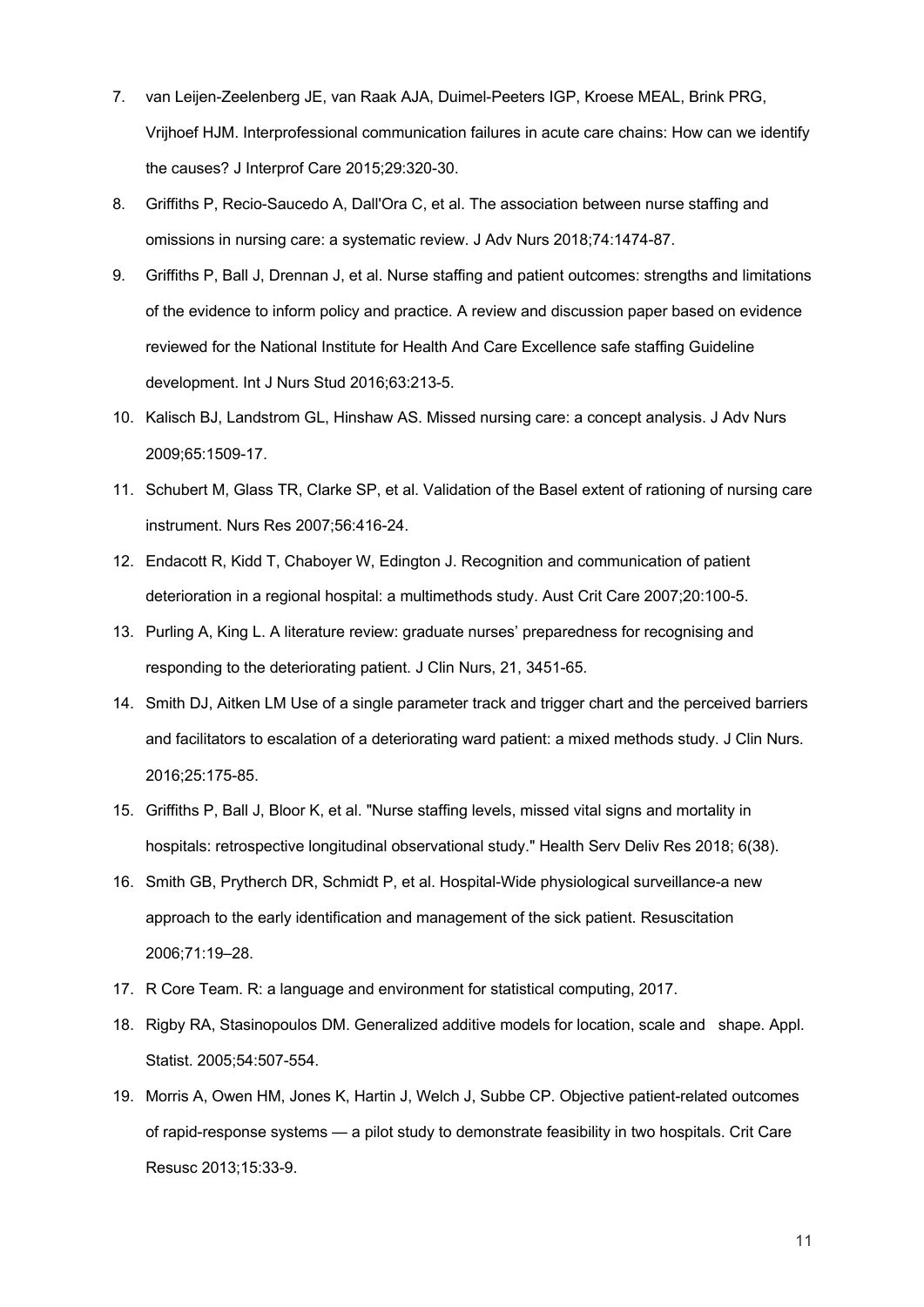7. van Leijen-Zeelenberg JE, van Raak AJA, Duimel-Peeters IGP, Kroese MEAL, Brink PRG, Vrijhoef HJM. Interprofessional communication failures in acute care chains: How can we identify the causes? J Interprof Care 2015;29:320-30.
8. Griffiths P, Recio-Saucedo A, Dall'Ora C, et al. The association between nurse staffing and omissions in nursing care: a systematic review. J Adv Nurs 2018;74:1474-87.
9. Griffiths P, Ball J, Drennan J, et al. Nurse staffing and patient outcomes: strengths and limitations of the evidence to inform policy and practice. A review and discussion paper based on evidence reviewed for the National Institute for Health And Care Excellence safe staffing Guideline development. Int J Nurs Stud 2016;63:213-5.
10. Kalisch BJ, Landstrom GL, Hinshaw AS. Missed nursing care: a concept analysis. J Adv Nurs 2009;65:1509-17.
11. Schubert M, Glass TR, Clarke SP, et al. Validation of the Basel extent of rationing of nursing care instrument. Nurs Res 2007;56:416-24.
12. Endacott R, Kidd T, Chaboyer W, Edington J. Recognition and communication of patient deterioration in a regional hospital: a multimethods study. Aust Crit Care 2007;20:100-5.
13. Purling A, King L. A literature review: graduate nurses' preparedness for recognising and responding to the deteriorating patient. J Clin Nurs, 21, 3451-65.
14. Smith DJ, Aitken LM Use of a single parameter track and trigger chart and the perceived barriers and facilitators to escalation of a deteriorating ward patient: a mixed methods study. J Clin Nurs. 2016;25:175-85.
15. Griffiths P, Ball J, Bloor K, et al. "Nurse staffing levels, missed vital signs and mortality in hospitals: retrospective longitudinal observational study." Health Serv Deliv Res 2018; 6(38).
16. Smith GB, Prytherch DR, Schmidt P, et al. Hospital-Wide physiological surveillance-a new approach to the early identification and management of the sick patient. Resuscitation 2006;71:19–28.
17. R Core Team. R: a language and environment for statistical computing, 2017.
18. Rigby RA, Stasinopoulos DM. Generalized additive models for location, scale and shape. Appl. Statist. 2005;54:507-554.
19. Morris A, Owen HM, Jones K, Hartin J, Welch J, Subbe CP. Objective patient-related outcomes of rapid-response systems — a pilot study to demonstrate feasibility in two hospitals. Crit Care Resusc 2013;15:33-9.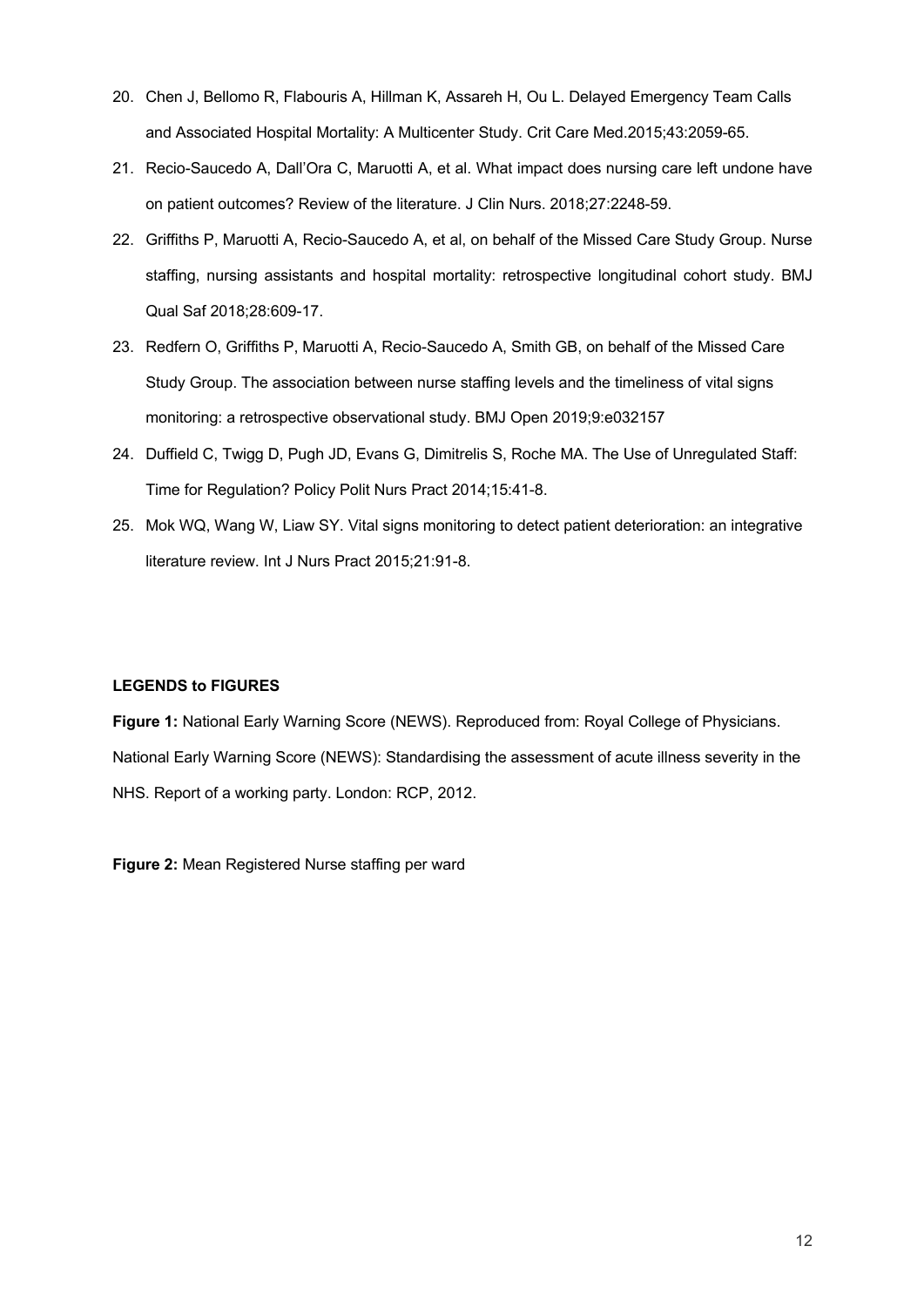20. Chen J, Bellomo R, Flabouris A, Hillman K, Assareh H, Ou L. Delayed Emergency Team Calls and Associated Hospital Mortality: A Multicenter Study. Crit Care Med.2015;43:2059-65.
21. Recio-Saucedo A, Dall'Ora C, Maruotti A, et al. What impact does nursing care left undone have on patient outcomes? Review of the literature. J Clin Nurs. 2018;27:2248-59.
22. Griffiths P, Maruotti A, Recio-Saucedo A, et al, on behalf of the Missed Care Study Group. Nurse staffing, nursing assistants and hospital mortality: retrospective longitudinal cohort study. BMJ Qual Saf 2018;28:609-17.
23. Redfern O, Griffiths P, Maruotti A, Recio-Saucedo A, Smith GB, on behalf of the Missed Care Study Group. The association between nurse staffing levels and the timeliness of vital signs monitoring: a retrospective observational study. BMJ Open 2019;9:e032157
24. Duffield C, Twigg D, Pugh JD, Evans G, Dimitrelis S, Roche MA. The Use of Unregulated Staff: Time for Regulation? Policy Polit Nurs Pract 2014;15:41-8.
25. Mok WQ, Wang W, Liaw SY. Vital signs monitoring to detect patient deterioration: an integrative literature review. Int J Nurs Pract 2015;21:91-8.

**LEGENDS to FIGURES**

**Figure 1:** National Early Warning Score (NEWS). Reproduced from: Royal College of Physicians. National Early Warning Score (NEWS): Standardising the assessment of acute illness severity in the NHS. Report of a working party. London: RCP, 2012.

**Figure 2:** Mean Registered Nurse staffing per ward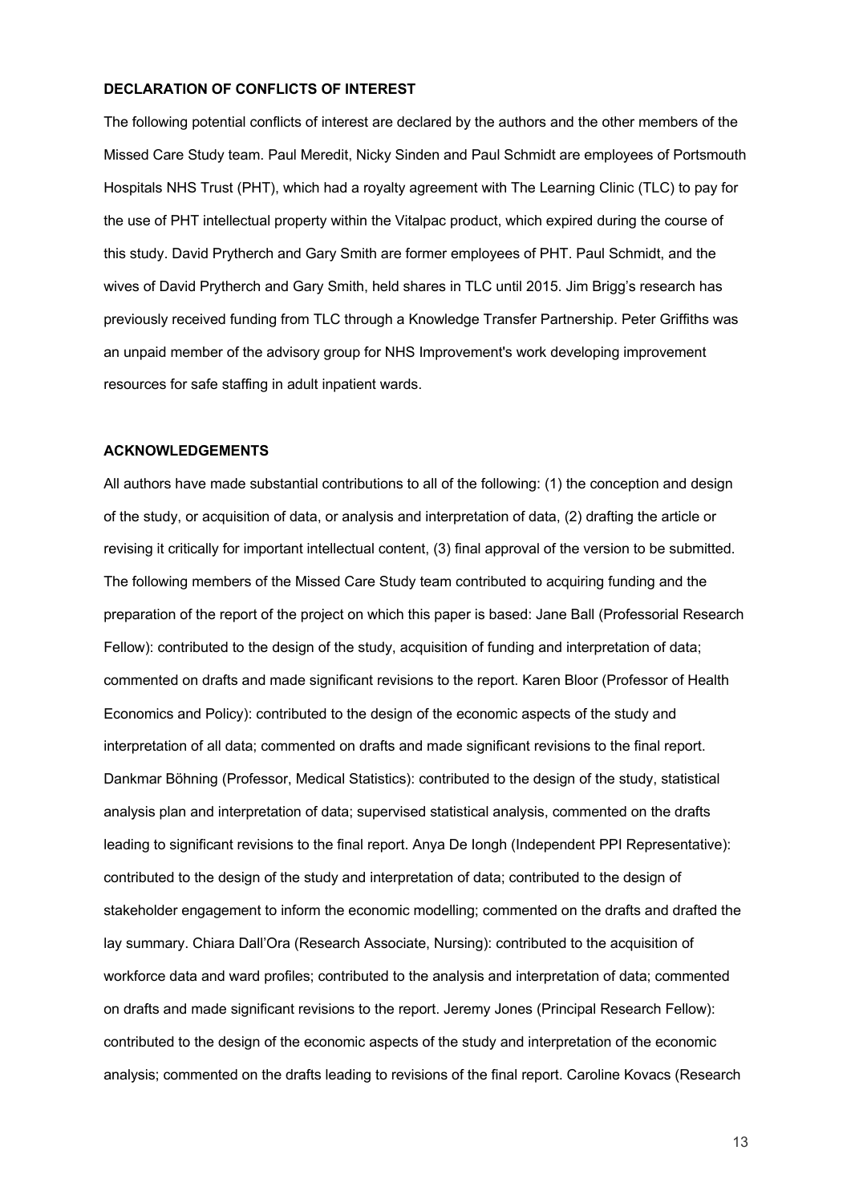**DECLARATION OF CONFLICTS OF INTEREST**

The following potential conflicts of interest are declared by the authors and the other members of the Missed Care Study team. Paul Meredit, Nicky Sinden and Paul Schmidt are employees of Portsmouth Hospitals NHS Trust (PHT), which had a royalty agreement with The Learning Clinic (TLC) to pay for the use of PHT intellectual property within the Vitalpac product, which expired during the course of this study. David Prytherch and Gary Smith are former employees of PHT. Paul Schmidt, and the wives of David Prytherch and Gary Smith, held shares in TLC until 2015. Jim Brigg's research has previously received funding from TLC through a Knowledge Transfer Partnership. Peter Griffiths was an unpaid member of the advisory group for NHS Improvement's work developing improvement resources for safe staffing in adult inpatient wards.

**ACKNOWLEDGEMENTS**

All authors have made substantial contributions to all of the following: (1) the conception and design of the study, or acquisition of data, or analysis and interpretation of data, (2) drafting the article or revising it critically for important intellectual content, (3) final approval of the version to be submitted. The following members of the Missed Care Study team contributed to acquiring funding and the preparation of the report of the project on which this paper is based: Jane Ball (Professorial Research Fellow): contributed to the design of the study, acquisition of funding and interpretation of data; commented on drafts and made significant revisions to the report. Karen Bloor (Professor of Health Economics and Policy): contributed to the design of the economic aspects of the study and interpretation of all data; commented on drafts and made significant revisions to the final report. Dankmar Böhning (Professor, Medical Statistics): contributed to the design of the study, statistical analysis plan and interpretation of data; supervised statistical analysis, commented on the drafts leading to significant revisions to the final report. Anya De Iongh (Independent PPI Representative): contributed to the design of the study and interpretation of data; contributed to the design of stakeholder engagement to inform the economic modelling; commented on the drafts and drafted the lay summary. Chiara Dall'Ora (Research Associate, Nursing): contributed to the acquisition of workforce data and ward profiles; contributed to the analysis and interpretation of data; commented on drafts and made significant revisions to the report. Jeremy Jones (Principal Research Fellow): contributed to the design of the economic aspects of the study and interpretation of the economic analysis; commented on the drafts leading to revisions of the final report. Caroline Kovacs (Research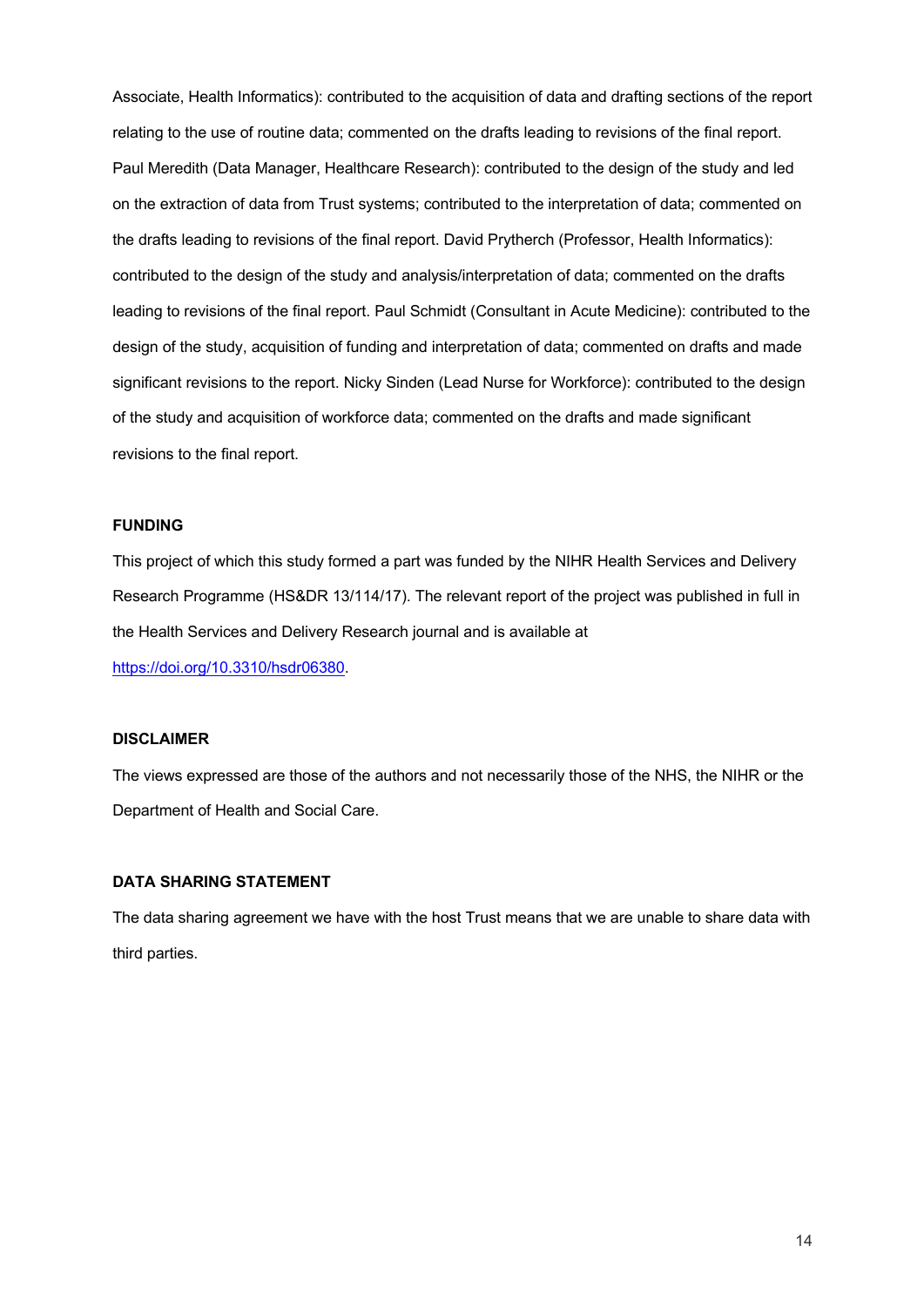Associate, Health Informatics): contributed to the acquisition of data and drafting sections of the report relating to the use of routine data; commented on the drafts leading to revisions of the final report. Paul Meredith (Data Manager, Healthcare Research): contributed to the design of the study and led on the extraction of data from Trust systems; contributed to the interpretation of data; commented on the drafts leading to revisions of the final report. David Prytherch (Professor, Health Informatics): contributed to the design of the study and analysis/interpretation of data; commented on the drafts leading to revisions of the final report. Paul Schmidt (Consultant in Acute Medicine): contributed to the design of the study, acquisition of funding and interpretation of data; commented on drafts and made significant revisions to the report. Nicky Sinden (Lead Nurse for Workforce): contributed to the design of the study and acquisition of workforce data; commented on the drafts and made significant revisions to the final report.

## FUNDING

This project of which this study formed a part was funded by the NIHR Health Services and Delivery Research Programme (HS&DR 13/114/17). The relevant report of the project was published in full in the Health Services and Delivery Research journal and is available at https://doi.org/10.3310/hsdr06380.

## DISCLAIMER

The views expressed are those of the authors and not necessarily those of the NHS, the NIHR or the Department of Health and Social Care.

## DATA SHARING STATEMENT

The data sharing agreement we have with the host Trust means that we are unable to share data with third parties.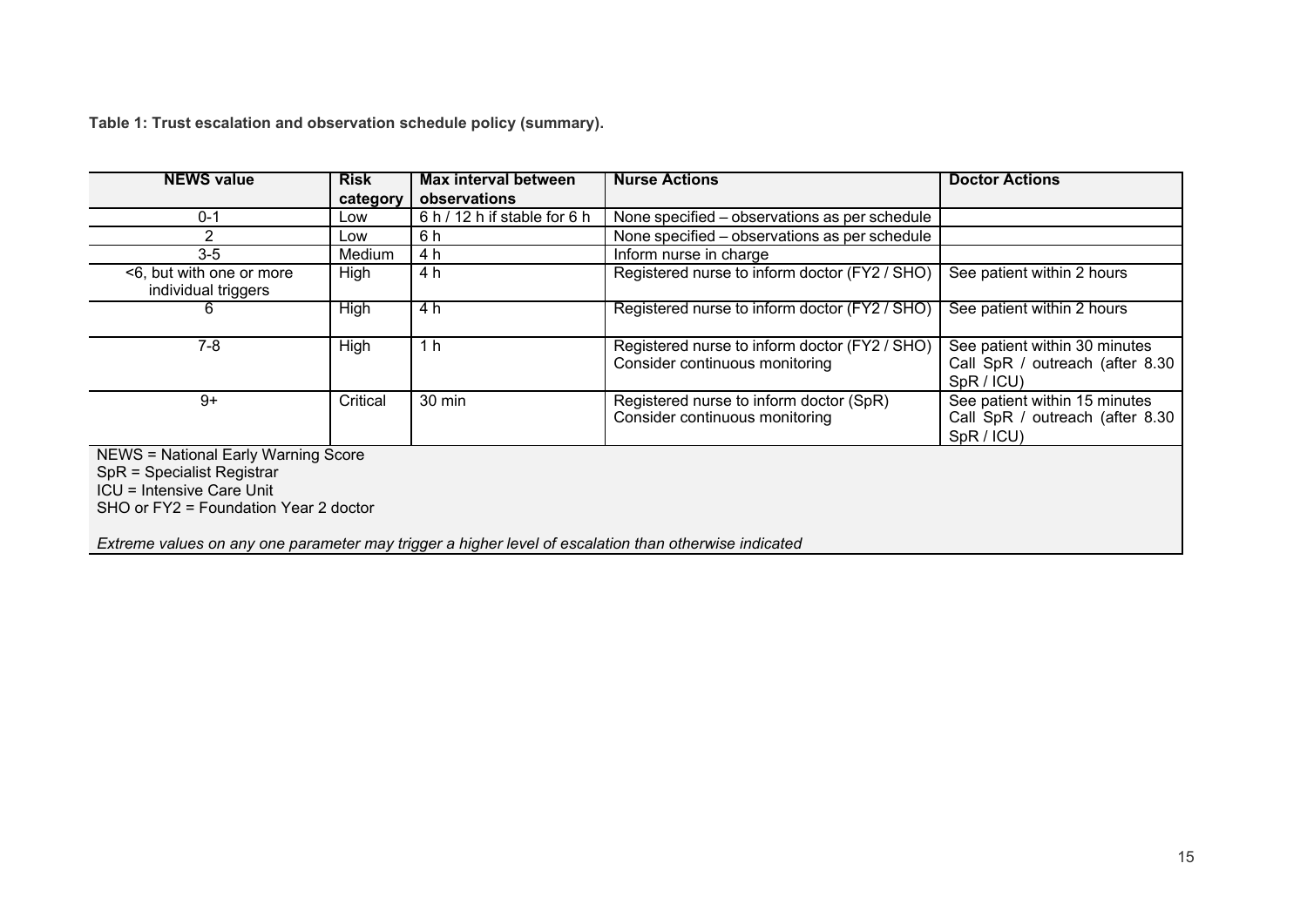**Table 1: Trust escalation and observation schedule policy (summary).**

| NEWS value | Risk category | Max interval between observations | Nurse Actions | Doctor Actions |
|---|---|---|---|---|
| 0-1 | Low | 6 h / 12 h if stable for 6 h | None specified – observations as per schedule | |
| 2 | Low | 6 h | None specified – observations as per schedule | |
| 3-5 | Medium | 4 h | Inform nurse in charge | |
| <6, but with one or more individual triggers | High | 4 h | Registered nurse to inform doctor (FY2 / SHO) | See patient within 2 hours |
| 6 | High | 4 h | Registered nurse to inform doctor (FY2 / SHO) | See patient within 2 hours |
| 7-8 | High | 1 h | Registered nurse to inform doctor (FY2 / SHO) Consider continuous monitoring | See patient within 30 minutes Call SpR / outreach (after 8.30 SpR / ICU) |
| 9+ | Critical | 30 min | Registered nurse to inform doctor (SpR) Consider continuous monitoring | See patient within 15 minutes Call SpR / outreach (after 8.30 SpR / ICU) |

NEWS = National Early Warning Score
SpR = Specialist Registrar
ICU = Intensive Care Unit
SHO or FY2 = Foundation Year 2 doctor

*Extreme values on any one parameter may trigger a higher level of escalation than otherwise indicated*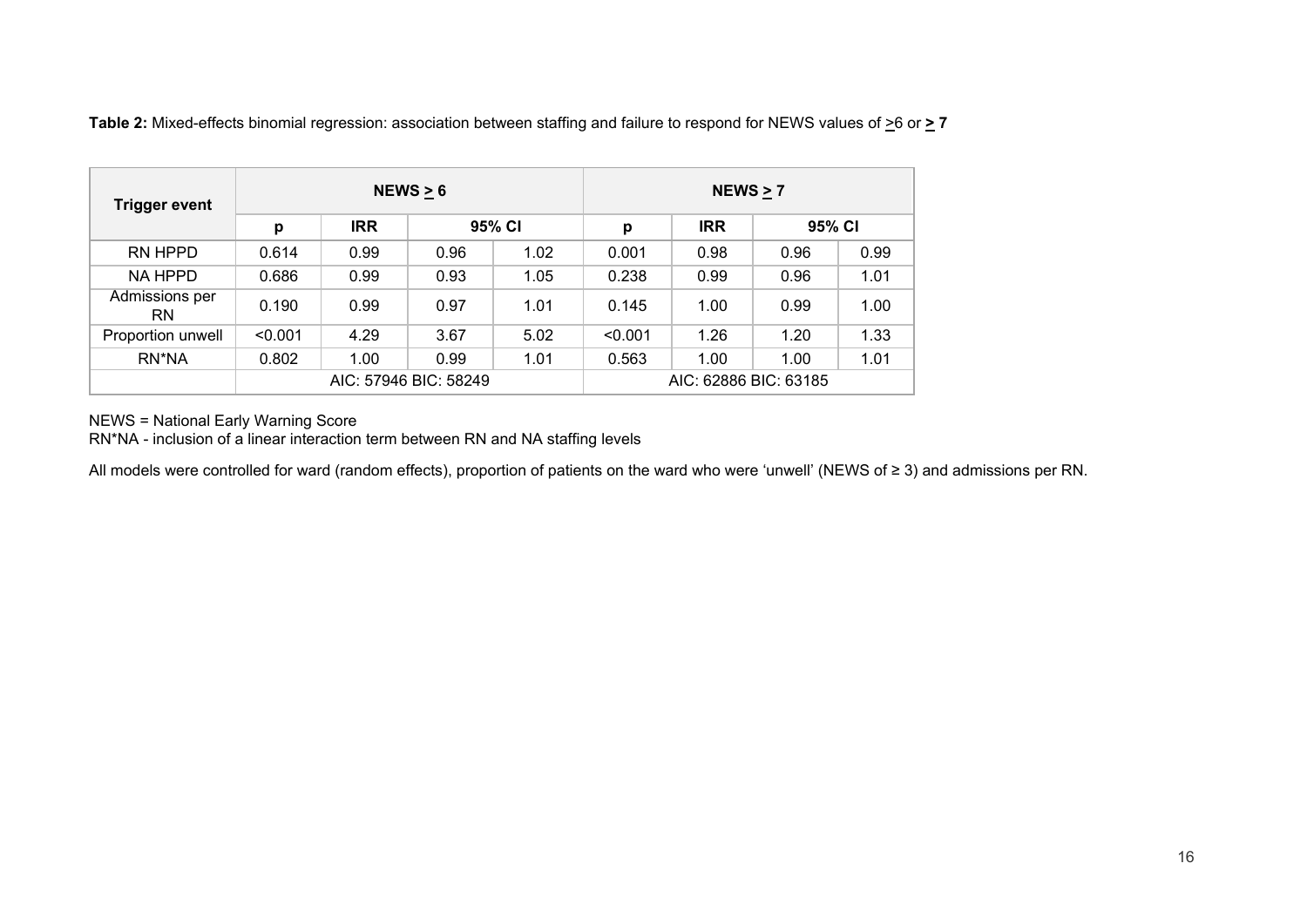**Table 2:** Mixed-effects binomial regression: association between staffing and failure to respond for NEWS values of ≥6 or **≥ 7**

| Trigger event | NEWS ≥ 6 | | | | NEWS ≥ 7 | | | |
|---|---|---|---|---|---|---|---|---|
| | p | IRR | 95% CI | | p | IRR | 95% CI | |
| RN HPPD | 0.614 | 0.99 | 0.96 | 1.02 | 0.001 | 0.98 | 0.96 | 0.99 |
| NA HPPD | 0.686 | 0.99 | 0.93 | 1.05 | 0.238 | 0.99 | 0.96 | 1.01 |
| Admissions per RN | 0.190 | 0.99 | 0.97 | 1.01 | 0.145 | 1.00 | 0.99 | 1.00 |
| Proportion unwell | <0.001 | 4.29 | 3.67 | 5.02 | <0.001 | 1.26 | 1.20 | 1.33 |
| RN*NA | 0.802 | 1.00 | 0.99 | 1.01 | 0.563 | 1.00 | 1.00 | 1.01 |
| | AIC: 57946 BIC: 58249 | | | | AIC: 62886 BIC: 63185 | | | |

NEWS = National Early Warning Score
RN*NA - inclusion of a linear interaction term between RN and NA staffing levels

All models were controlled for ward (random effects), proportion of patients on the ward who were 'unwell' (NEWS of ≥ 3) and admissions per RN.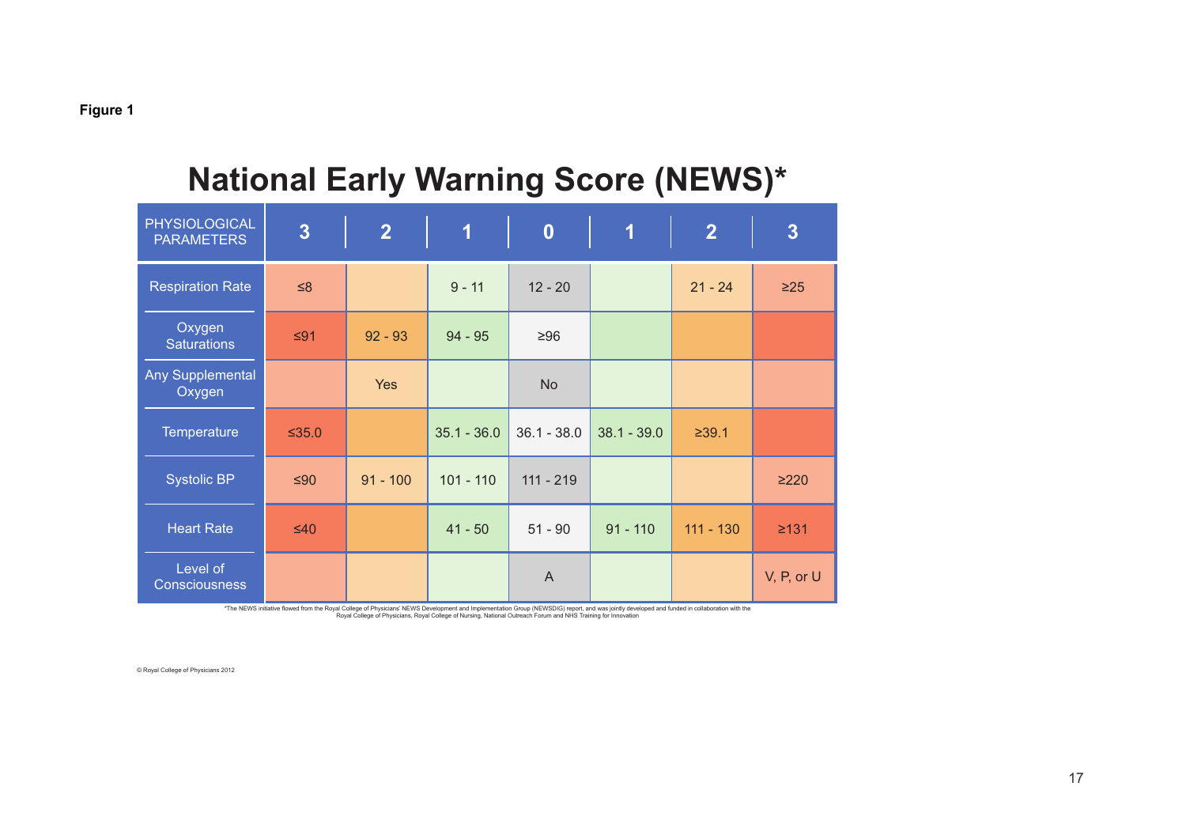**Figure 1**

# National Early Warning Score (NEWS)*

| PHYSIOLOGICAL PARAMETERS | 3 | 2 | 1 | 0 | 1 | 2 | 3 |
|---|---|---|---|---|---|---|---|
| Respiration Rate | ≤8 | | 9 - 11 | 12 - 20 | | 21 - 24 | ≥25 |
| Oxygen Saturations | ≤91 | 92 - 93 | 94 - 95 | ≥96 | | | |
| Any Supplemental Oxygen | | Yes | | No | | | |
| Temperature | ≤35.0 | | 35.1 - 36.0 | 36.1 - 38.0 | 38.1 - 39.0 | ≥39.1 | |
| Systolic BP | ≤90 | 91 - 100 | 101 - 110 | 111 - 219 | | | ≥220 |
| Heart Rate | ≤40 | | 41 - 50 | 51 - 90 | 91 - 110 | 111 - 130 | ≥131 |
| Level of Consciousness | | | | A | | | V, P, or U |

*The NEWS initiative flowed from the Royal College of Physicians' NEWS Development and Implementation Group (NEWSDIG) report, and was jointly developed and funded in collaboration with the Royal College of Physicians, Royal College of Nursing, National Outreach Forum and NHS Training for Innovation

© Royal College of Physicians 2012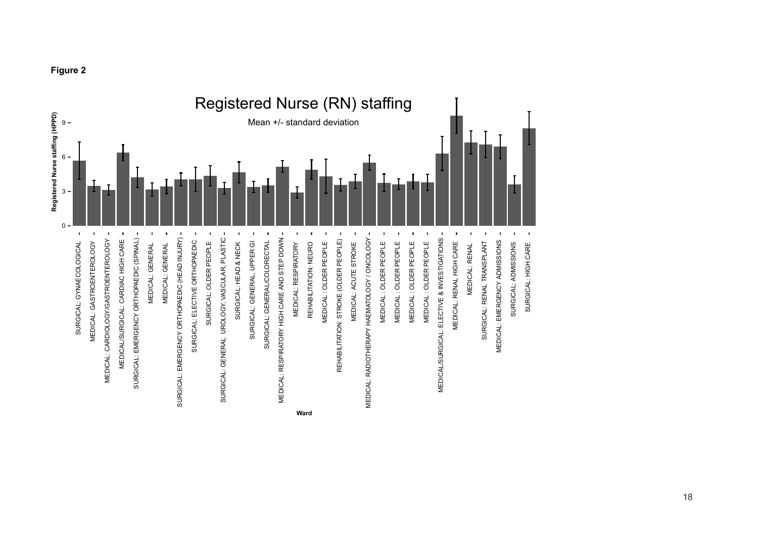**Figure 2**

Registered Nurse (RN) staffing

Mean +/- standard deviation

Registered Nurse staffing (HPPD)

0
3
6
9

SURGICAL: GYNAECOLOGICAL
MEDICAL: GASTROENTEROLOGY
MEDICAL: CARDIOLOGY/GASTROENTEROLOGY
MEDICAL/SURGICAL: CARDIAC HIGH CARE
SURGICAL: EMERGENCY ORTHOPAEDIC (SPINAL)
MEDICAL: GENERAL
MEDICAL: GENERAL
SURGICAL: EMERGENCY ORTHOPAEDIC (HEAD INJURY)
SURGICAL: ELECTIVE ORTHOPAEDIC
SURGICAL: OLDER PEOPLE
SURGICAL: GENERAL UROLOGY, VASCULAR, PLASTIC
SURGICAL: HEAD & NECK
SURGICAL: GENERAL, UPPER GI
SURGICAL: GENERAL/COLORECTAL
MEDICAL: RESPIRATORY HIGH CARE AND STEP DOWN
MEDICAL: RESPIRATORY
REHABILITATION: NEURO
MEDICAL : OLDER PEOPLE
REHABILITATION: STROKE (OLDER PEOPLE)
MEDICAL: ACUTE STROKE
MEDICAL: RADIOTHERAPY HAEMATOLOGY / ONCOLOGY
MEDICAL : OLDER PEOPLE
MEDICAL : OLDER PEOPLE
MEDICAL : OLDER PEOPLE
MEDICAL : OLDER PEOPLE
MEDICAL/SURGICAL: ELECTIVE & INVESTIGATIONS
MEDICAL: RENAL HIGH CARE
MEDICAL: RENAL
SURGICAL: RENAL TRANSPLANT
MEDICAL: EMERGENCY ADMISSIONS
SURGICAL: ADMISSIONS
SURGICAL: HIGH CARE

Ward